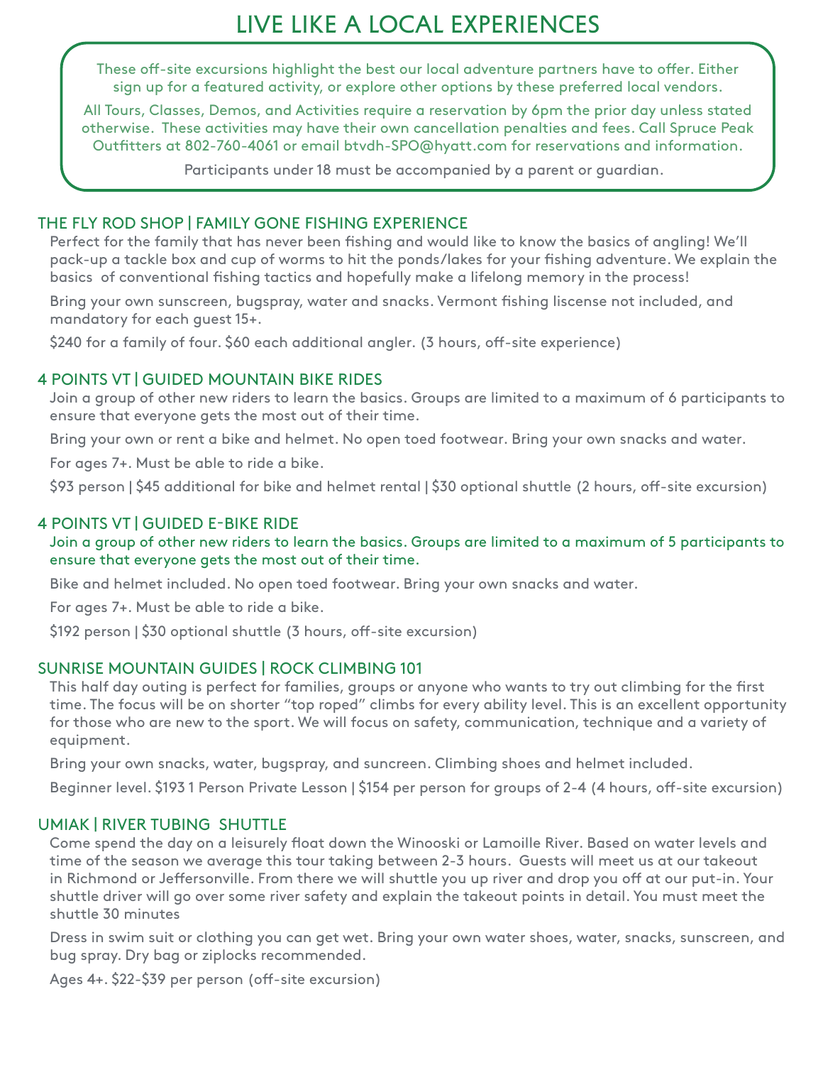# LIVE LIKE A LOCAL EXPERIENCES

These off-site excursions highlight the best our local adventure partners have to offer. Either sign up for a featured activity, or explore other options by these preferred local vendors.

All Tours, Classes, Demos, and Activities require a reservation by 6pm the prior day unless stated otherwise. These activities may have their own cancellation penalties and fees. Call Spruce Peak Outfitters at 802-760-4061 or email btvdh-SPO@hyatt.com for reservations and information.

Participants under 18 must be accompanied by a parent or guardian.

## THE FLY ROD SHOP | FAMILY GONE FISHING EXPERIENCE

Perfect for the family that has never been fishing and would like to know the basics of angling! We'll pack-up a tackle box and cup of worms to hit the ponds/lakes for your fishing adventure. We explain the basics of conventional fishing tactics and hopefully make a lifelong memory in the process!

Bring your own sunscreen, bugspray, water and snacks. Vermont fishing liscense not included, and mandatory for each guest 15+.

$240 for a family of four. $60 each additional angler. (3 hours, off-site experience)

## 4 POINTS VT | GUIDED MOUNTAIN BIKE RIDES

Join a group of other new riders to learn the basics. Groups are limited to a maximum of 6 participants to ensure that everyone gets the most out of their time.

Bring your own or rent a bike and helmet. No open toed footwear. Bring your own snacks and water.

For ages 7+. Must be able to ride a bike.

$93 person | $45 additional for bike and helmet rental | $30 optional shuttle (2 hours, off-site excursion)

## 4 POINTS VT | GUIDED E-BIKE RIDE

Join a group of other new riders to learn the basics. Groups are limited to a maximum of 5 participants to ensure that everyone gets the most out of their time.

Bike and helmet included. No open toed footwear. Bring your own snacks and water.

For ages 7+. Must be able to ride a bike.

$192 person | $30 optional shuttle (3 hours, off-site excursion)

## SUNRISE MOUNTAIN GUIDES | ROCK CLIMBING 101

This half day outing is perfect for families, groups or anyone who wants to try out climbing for the first time. The focus will be on shorter "top roped" climbs for every ability level. This is an excellent opportunity for those who are new to the sport. We will focus on safety, communication, technique and a variety of equipment.

Bring your own snacks, water, bugspray, and suncreen. Climbing shoes and helmet included.

Beginner level. $193 1 Person Private Lesson | $154 per person for groups of 2-4 (4 hours, off-site excursion)

## UMIAK | RIVER TUBING SHUTTLE

Come spend the day on a leisurely float down the Winooski or Lamoille River. Based on water levels and time of the season we average this tour taking between 2-3 hours. Guests will meet us at our takeout in Richmond or Jeffersonville. From there we will shuttle you up river and drop you off at our put-in. Your shuttle driver will go over some river safety and explain the takeout points in detail. You must meet the shuttle 30 minutes

Dress in swim suit or clothing you can get wet. Bring your own water shoes, water, snacks, sunscreen, and bug spray. Dry bag or ziplocks recommended.

Ages 4+. $22-$39 per person (off-site excursion)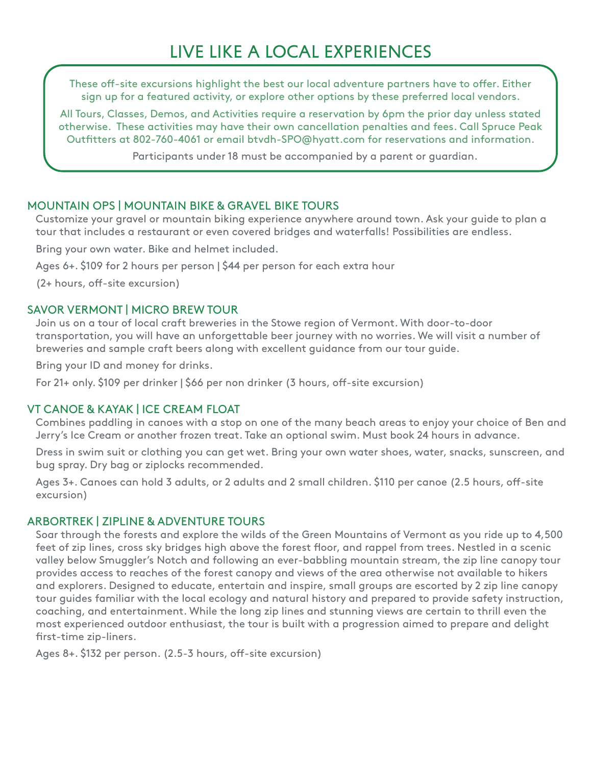# LIVE LIKE A LOCAL EXPERIENCES

These off-site excursions highlight the best our local adventure partners have to offer. Either sign up for a featured activity, or explore other options by these preferred local vendors.

All Tours, Classes, Demos, and Activities require a reservation by 6pm the prior day unless stated otherwise. These activities may have their own cancellation penalties and fees. Call Spruce Peak Outfitters at 802-760-4061 or email btvdh-SPO@hyatt.com for reservations and information.

Participants under 18 must be accompanied by a parent or guardian.

## MOUNTAIN OPS | MOUNTAIN BIKE & GRAVEL BIKE TOURS

Customize your gravel or mountain biking experience anywhere around town. Ask your guide to plan a tour that includes a restaurant or even covered bridges and waterfalls! Possibilities are endless.

Bring your own water. Bike and helmet included.

Ages 6+. $109 for 2 hours per person | $44 per person for each extra hour

(2+ hours, off-site excursion)

## SAVOR VERMONT | MICRO BREW TOUR

Join us on a tour of local craft breweries in the Stowe region of Vermont. With door-to-door transportation, you will have an unforgettable beer journey with no worries. We will visit a number of breweries and sample craft beers along with excellent guidance from our tour guide.

Bring your ID and money for drinks.

For 21+ only. $109 per drinker | $66 per non drinker (3 hours, off-site excursion)

## VT CANOE & KAYAK | ICE CREAM FLOAT

Combines paddling in canoes with a stop on one of the many beach areas to enjoy your choice of Ben and Jerry's Ice Cream or another frozen treat. Take an optional swim. Must book 24 hours in advance.

Dress in swim suit or clothing you can get wet. Bring your own water shoes, water, snacks, sunscreen, and bug spray. Dry bag or ziplocks recommended.

Ages 3+. Canoes can hold 3 adults, or 2 adults and 2 small children. $110 per canoe (2.5 hours, off-site excursion)

## ARBORTREK | ZIPLINE & ADVENTURE TOURS

Soar through the forests and explore the wilds of the Green Mountains of Vermont as you ride up to 4,500 feet of zip lines, cross sky bridges high above the forest floor, and rappel from trees. Nestled in a scenic valley below Smuggler's Notch and following an ever-babbling mountain stream, the zip line canopy tour provides access to reaches of the forest canopy and views of the area otherwise not available to hikers and explorers. Designed to educate, entertain and inspire, small groups are escorted by 2 zip line canopy tour guides familiar with the local ecology and natural history and prepared to provide safety instruction, coaching, and entertainment. While the long zip lines and stunning views are certain to thrill even the most experienced outdoor enthusiast, the tour is built with a progression aimed to prepare and delight first-time zip-liners.

Ages 8+. $132 per person. (2.5-3 hours, off-site excursion)